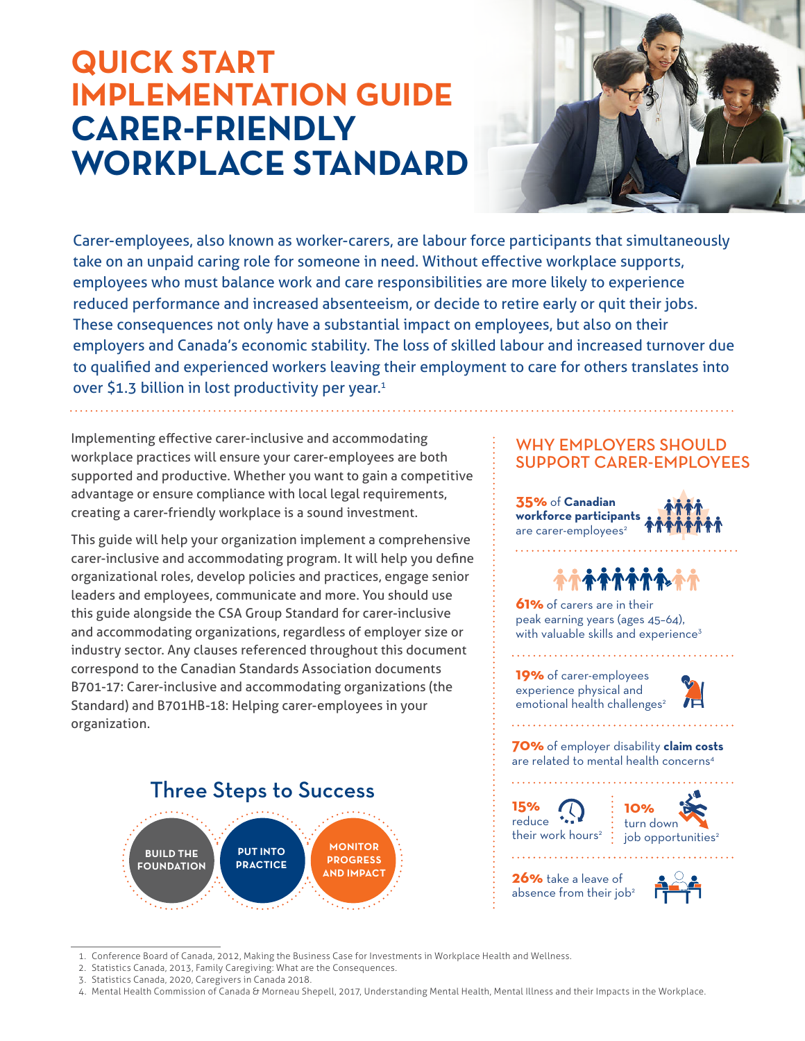# QUICK START IMPLEMENTATION GUIDE CARER-FRIENDLY WORKPLACE STANDARD

Carer-employees, also known as worker-carers, are labour force participants that simultaneously take on an unpaid caring role for someone in need. Without effective workplace supports, employees who must balance work and care responsibilities are more likely to experience reduced performance and increased absenteeism, or decide to retire early or quit their jobs. These consequences not only have a substantial impact on employees, but also on their employers and Canada's economic stability. The loss of skilled labour and increased turnover due to qualified and experienced workers leaving their employment to care for others translates into over $1.3 billion in lost productivity per year.[1]

Implementing effective carer-inclusive and accommodating workplace practices will ensure your carer-employees are both supported and productive. Whether you want to gain a competitive advantage or ensure compliance with local legal requirements, creating a carer-friendly workplace is a sound investment.

This guide will help your organization implement a comprehensive carer-inclusive and accommodating program. It will help you define organizational roles, develop policies and practices, engage senior leaders and employees, communicate and more. You should use this guide alongside the CSA Group Standard for carer-inclusive and accommodating organizations, regardless of employer size or industry sector. Any clauses referenced throughout this document correspond to the Canadian Standards Association documents B701-17: Carer-inclusive and accommodating organizations (the Standard) and B701HB-18: Helping carer-employees in your organization.

## Three Steps to Success

- BUILD THE FOUNDATION
- PUT INTO PRACTICE
- MONITOR PROGRESS AND IMPACT

## WHY EMPLOYERS SHOULD SUPPORT CARER-EMPLOYEES

**35%** of **Canadian workforce participants** are carer-employees[2]

**61%** of carers are in their peak earning years (ages 45–64), with valuable skills and experience[3]

**19%** of carer-employees experience physical and emotional health challenges[2]

**70%** of employer disability **claim costs** are related to mental health concerns[4]

**15%** reduce their work hours[2]

**10%** turn down job opportunities[2]

**26%** take a leave of absence from their job[2]

---

1. Conference Board of Canada, 2012, Making the Business Case for Investments in Workplace Health and Wellness.
2. Statistics Canada, 2013, Family Caregiving: What are the Consequences.
3. Statistics Canada, 2020, Caregivers in Canada 2018.
4. Mental Health Commission of Canada & Morneau Shepell, 2017, Understanding Mental Health, Mental Illness and their Impacts in the Workplace.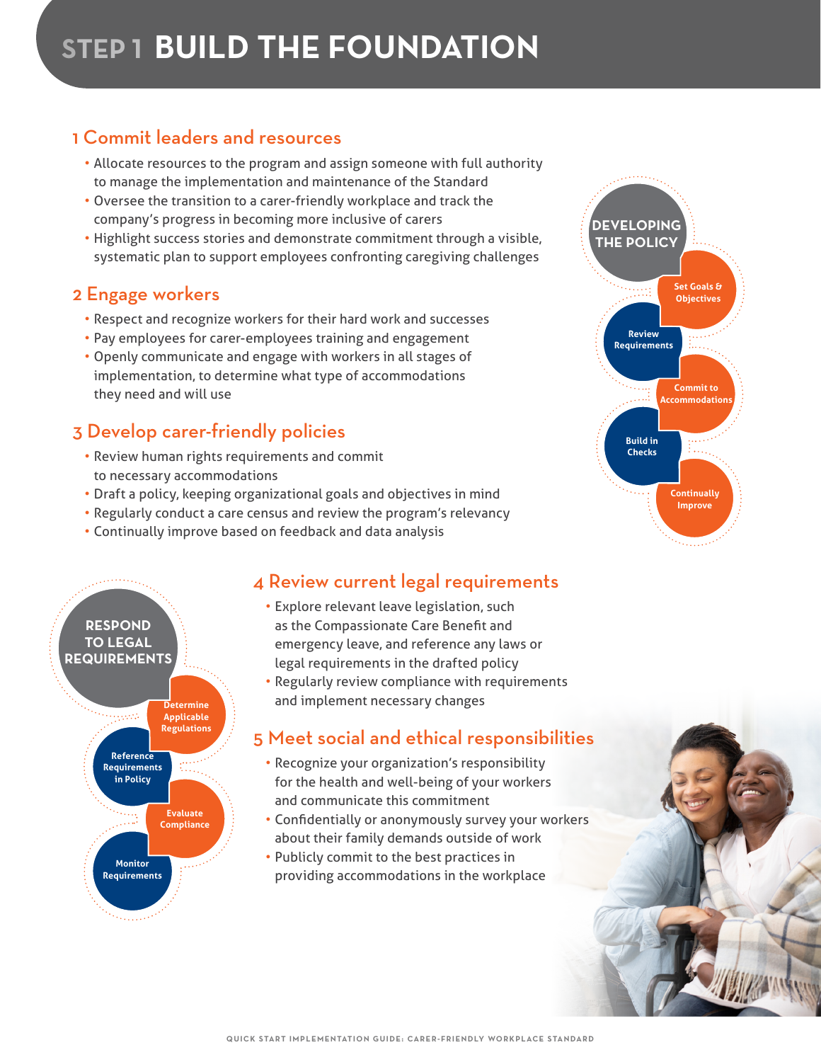# STEP 1 BUILD THE FOUNDATION

## 1 Commit leaders and resources

- Allocate resources to the program and assign someone with full authority to manage the implementation and maintenance of the Standard
- Oversee the transition to a carer-friendly workplace and track the company's progress in becoming more inclusive of carers
- Highlight success stories and demonstrate commitment through a visible, systematic plan to support employees confronting caregiving challenges

## 2 Engage workers

- Respect and recognize workers for their hard work and successes
- Pay employees for carer-employees training and engagement
- Openly communicate and engage with workers in all stages of implementation, to determine what type of accommodations they need and will use

## 3 Develop carer-friendly policies

- Review human rights requirements and commit to necessary accommodations
- Draft a policy, keeping organizational goals and objectives in mind
- Regularly conduct a care census and review the program's relevancy
- Continually improve based on feedback and data analysis

**DEVELOPING THE POLICY**

- Set Goals & Objectives
- Review Requirements
- Commit to Accommodations
- Build in Checks
- Continually Improve

**RESPOND TO LEGAL REQUIREMENTS**

- Determine Applicable Regulations
- Reference Requirements in Policy
- Evaluate Compliance
- Monitor Requirements

## 4 Review current legal requirements

- Explore relevant leave legislation, such as the Compassionate Care Benefit and emergency leave, and reference any laws or legal requirements in the drafted policy
- Regularly review compliance with requirements and implement necessary changes

## 5 Meet social and ethical responsibilities

- Recognize your organization's responsibility for the health and well-being of your workers and communicate this commitment
- Confidentially or anonymously survey your workers about their family demands outside of work
- Publicly commit to the best practices in providing accommodations in the workplace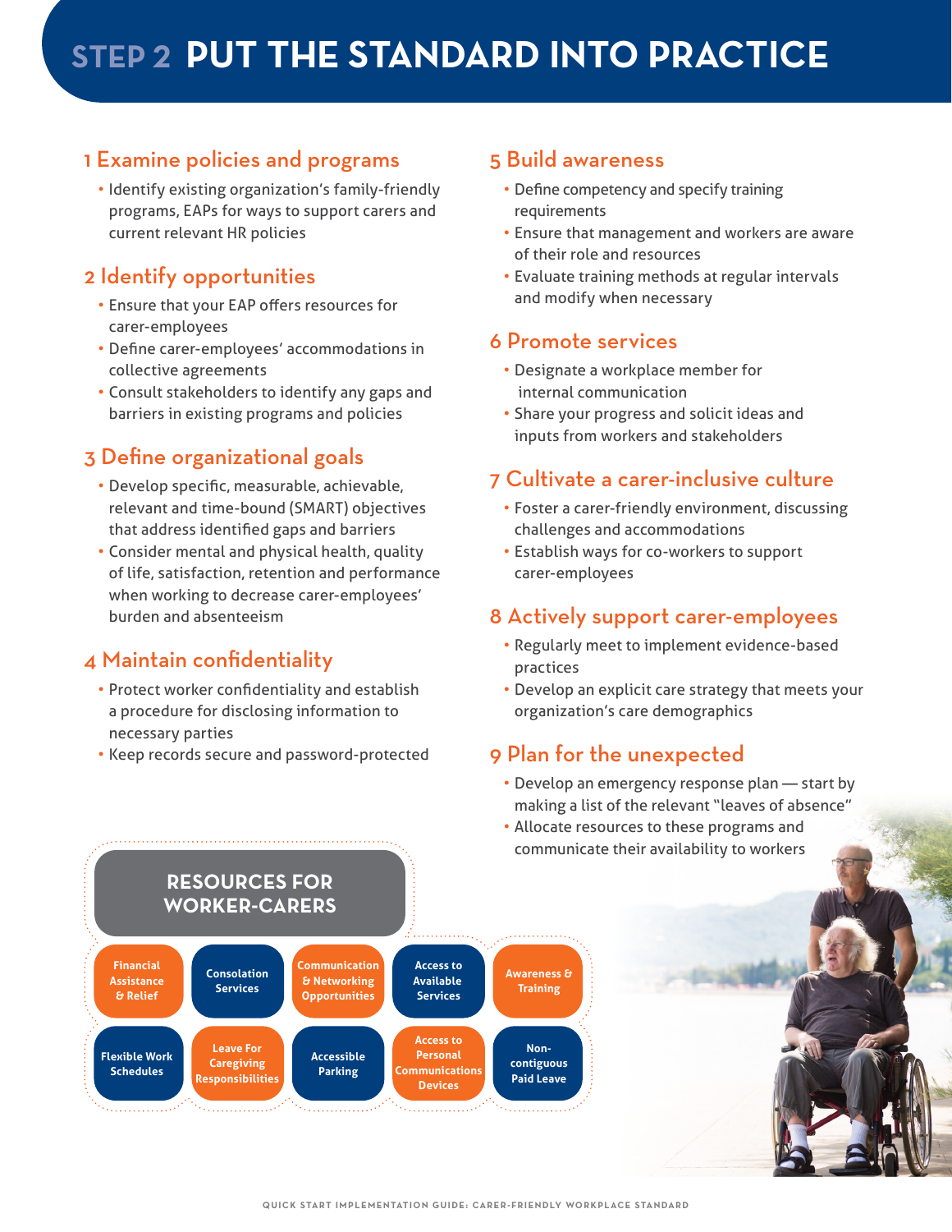# STEP 2 PUT THE STANDARD INTO PRACTICE

## 1 Examine policies and programs

- Identify existing organization's family-friendly programs, EAPs for ways to support carers and current relevant HR policies

## 2 Identify opportunities

- Ensure that your EAP offers resources for carer-employees
- Define carer-employees' accommodations in collective agreements
- Consult stakeholders to identify any gaps and barriers in existing programs and policies

## 3 Define organizational goals

- Develop specific, measurable, achievable, relevant and time-bound (SMART) objectives that address identified gaps and barriers
- Consider mental and physical health, quality of life, satisfaction, retention and performance when working to decrease carer-employees' burden and absenteeism

## 4 Maintain confidentiality

- Protect worker confidentiality and establish a procedure for disclosing information to necessary parties
- Keep records secure and password-protected

## 5 Build awareness

- Define competency and specify training requirements
- Ensure that management and workers are aware of their role and resources
- Evaluate training methods at regular intervals and modify when necessary

## 6 Promote services

- Designate a workplace member for internal communication
- Share your progress and solicit ideas and inputs from workers and stakeholders

## 7 Cultivate a carer-inclusive culture

- Foster a carer-friendly environment, discussing challenges and accommodations
- Establish ways for co-workers to support carer-employees

## 8 Actively support carer-employees

- Regularly meet to implement evidence-based practices
- Develop an explicit care strategy that meets your organization's care demographics

## 9 Plan for the unexpected

- Develop an emergency response plan — start by making a list of the relevant "leaves of absence"
- Allocate resources to these programs and communicate their availability to workers

## RESOURCES FOR WORKER-CARERS

- Financial Assistance & Relief
- Consolation Services
- Communication & Networking Opportunities
- Access to Available Services
- Awareness & Training
- Flexible Work Schedules
- Leave For Caregiving Responsibilities
- Accessible Parking
- Access to Personal Communications Devices
- Non-contiguous Paid Leave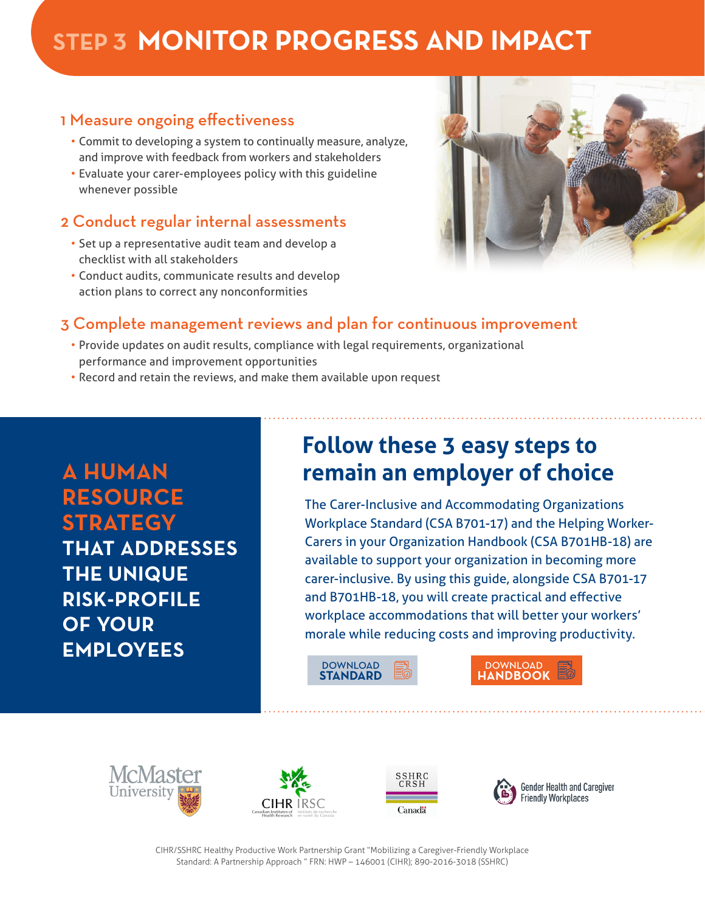# STEP 3 MONITOR PROGRESS AND IMPACT

## 1 Measure ongoing effectiveness

- Commit to developing a system to continually measure, analyze, and improve with feedback from workers and stakeholders
- Evaluate your carer-employees policy with this guideline whenever possible

## 2 Conduct regular internal assessments

- Set up a representative audit team and develop a checklist with all stakeholders
- Conduct audits, communicate results and develop action plans to correct any nonconformities

## 3 Complete management reviews and plan for continuous improvement

- Provide updates on audit results, compliance with legal requirements, organizational performance and improvement opportunities
- Record and retain the reviews, and make them available upon request

**A HUMAN RESOURCE STRATEGY THAT ADDRESSES THE UNIQUE RISK-PROFILE OF YOUR EMPLOYEES**

## Follow these 3 easy steps to remain an employer of choice

The Carer-Inclusive and Accommodating Organizations Workplace Standard (CSA B701-17) and the Helping Worker-Carers in your Organization Handbook (CSA B701HB-18) are available to support your organization in becoming more carer-inclusive. By using this guide, alongside CSA B701-17 and B701HB-18, you will create practical and effective workplace accommodations that will better your workers' morale while reducing costs and improving productivity.

DOWNLOAD STANDARD

DOWNLOAD HANDBOOK

McMaster University

CIHR IRSC

SSHRC CRSH

Gender Health and Caregiver Friendly Workplaces

CIHR/SSHRC Healthy Productive Work Partnership Grant "Mobilizing a Caregiver-Friendly Workplace Standard: A Partnership Approach " FRN: HWP – 146001 (CIHR); 890-2016-3018 (SSHRC)